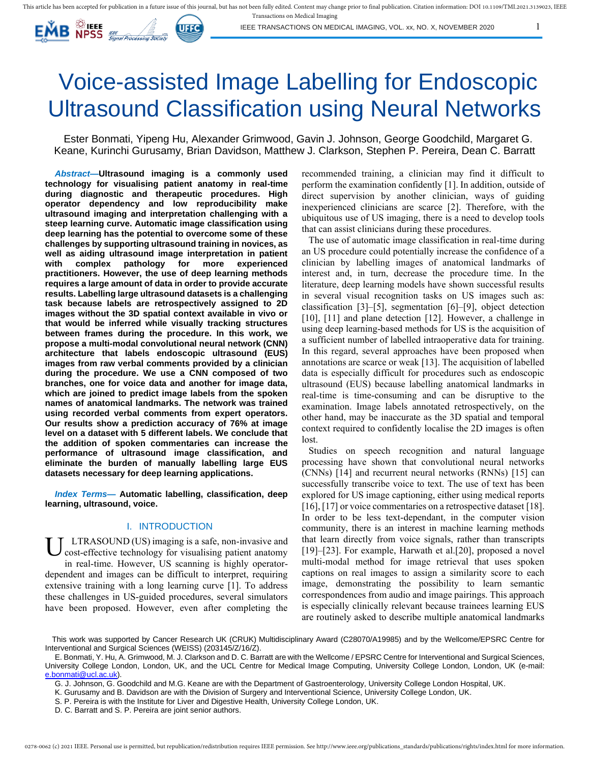# Voice-assisted Image Labelling for Endoscopic Ultrasound Classification using Neural Networks

Ester Bonmati, Yipeng Hu, Alexander Grimwood, Gavin J. Johnson, George Goodchild, Margaret G. Keane, Kurinchi Gurusamy, Brian Davidson, Matthew J. Clarkson, Stephen P. Pereira, Dean C. Barratt

***Abstract*—Ultrasound imaging is a commonly used technology for visualising patient anatomy in real-time during diagnostic and therapeutic procedures. High operator dependency and low reproducibility make ultrasound imaging and interpretation challenging with a steep learning curve. Automatic image classification using deep learning has the potential to overcome some of these challenges by supporting ultrasound training in novices, as well as aiding ultrasound image interpretation in patient with complex pathology for more experienced practitioners. However, the use of deep learning methods requires a large amount of data in order to provide accurate results. Labelling large ultrasound datasets is a challenging task because labels are retrospectively assigned to 2D images without the 3D spatial context available in vivo or that would be inferred while visually tracking structures between frames during the procedure. In this work, we propose a multi-modal convolutional neural network (CNN) architecture that labels endoscopic ultrasound (EUS) images from raw verbal comments provided by a clinician during the procedure. We use a CNN composed of two branches, one for voice data and another for image data, which are joined to predict image labels from the spoken names of anatomical landmarks. The network was trained using recorded verbal comments from expert operators. Our results show a prediction accuracy of 76% at image level on a dataset with 5 different labels. We conclude that the addition of spoken commentaries can increase the performance of ultrasound image classification, and eliminate the burden of manually labelling large EUS datasets necessary for deep learning applications.**

***Index Terms*— Automatic labelling, classification, deep learning, ultrasound, voice.**

## I. INTRODUCTION

ULTRASOUND (US) imaging is a safe, non-invasive and cost-effective technology for visualising patient anatomy in real-time. However, US scanning is highly operator-dependent and images can be difficult to interpret, requiring extensive training with a long learning curve [1]. To address these challenges in US-guided procedures, several simulators have been proposed. However, even after completing the recommended training, a clinician may find it difficult to perform the examination confidently [1]. In addition, outside of direct supervision by another clinician, ways of guiding inexperienced clinicians are scarce [2]. Therefore, with the ubiquitous use of US imaging, there is a need to develop tools that can assist clinicians during these procedures.

The use of automatic image classification in real-time during an US procedure could potentially increase the confidence of a clinician by labelling images of anatomical landmarks of interest and, in turn, decrease the procedure time. In the literature, deep learning models have shown successful results in several visual recognition tasks on US images such as: classification [3]–[5], segmentation [6]–[9], object detection [10], [11] and plane detection [12]. However, a challenge in using deep learning-based methods for US is the acquisition of a sufficient number of labelled intraoperative data for training. In this regard, several approaches have been proposed when annotations are scarce or weak [13]. The acquisition of labelled data is especially difficult for procedures such as endoscopic ultrasound (EUS) because labelling anatomical landmarks in real-time is time-consuming and can be disruptive to the examination. Image labels annotated retrospectively, on the other hand, may be inaccurate as the 3D spatial and temporal context required to confidently localise the 2D images is often lost.

Studies on speech recognition and natural language processing have shown that convolutional neural networks (CNNs) [14] and recurrent neural networks (RNNs) [15] can successfully transcribe voice to text. The use of text has been explored for US image captioning, either using medical reports [16], [17] or voice commentaries on a retrospective dataset [18]. In order to be less text-dependant, in the computer vision community, there is an interest in machine learning methods that learn directly from voice signals, rather than transcripts [19]–[23]. For example, Harwath et al.[20], proposed a novel multi-modal method for image retrieval that uses spoken captions on real images to assign a similarity score to each image, demonstrating the possibility to learn semantic correspondences from audio and image pairings. This approach is especially clinically relevant because trainees learning EUS are routinely asked to describe multiple anatomical landmarks

This work was supported by Cancer Research UK (CRUK) Multidisciplinary Award (C28070/A19985) and by the Wellcome/EPSRC Centre for Interventional and Surgical Sciences (WEISS) (203145/Z/16/Z).

E. Bonmati, Y. Hu, A. Grimwood, M. J. Clarkson and D. C. Barratt are with the Wellcome / EPSRC Centre for Interventional and Surgical Sciences, University College London, London, UK, and the UCL Centre for Medical Image Computing, University College London, London, UK (e-mail: e.bonmati@ucl.ac.uk).

G. J. Johnson, G. Goodchild and M.G. Keane are with the Department of Gastroenterology, University College London Hospital, UK.

K. Gurusamy and B. Davidson are with the Division of Surgery and Interventional Science, University College London, UK.

S. P. Pereira is with the Institute for Liver and Digestive Health, University College London, UK.

D. C. Barratt and S. P. Pereira are joint senior authors.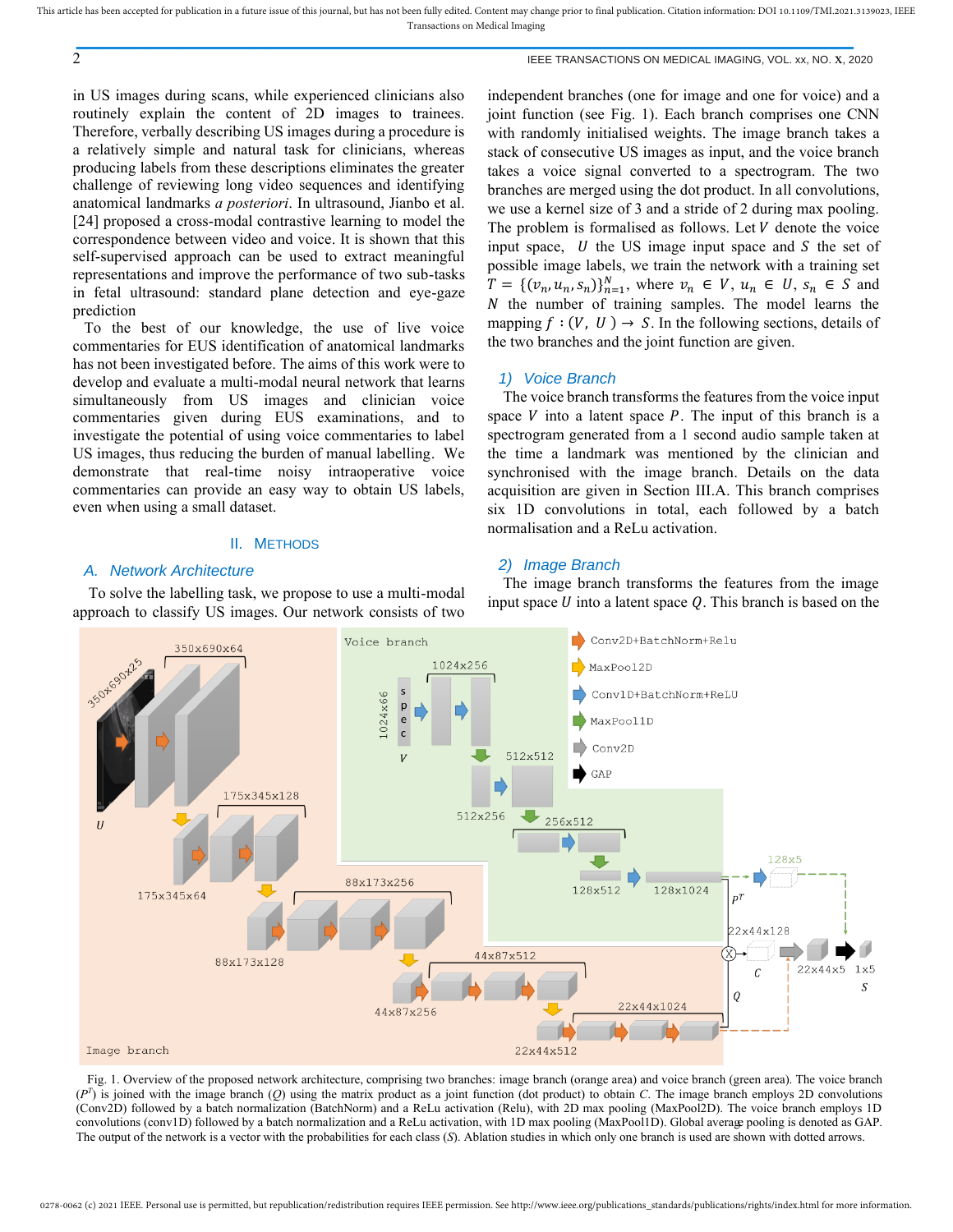in US images during scans, while experienced clinicians also routinely explain the content of 2D images to trainees. Therefore, verbally describing US images during a procedure is a relatively simple and natural task for clinicians, whereas producing labels from these descriptions eliminates the greater challenge of reviewing long video sequences and identifying anatomical landmarks *a posteriori*. In ultrasound, Jianbo et al. [24] proposed a cross-modal contrastive learning to model the correspondence between video and voice. It is shown that this self-supervised approach can be used to extract meaningful representations and improve the performance of two sub-tasks in fetal ultrasound: standard plane detection and eye-gaze prediction

To the best of our knowledge, the use of live voice commentaries for EUS identification of anatomical landmarks has not been investigated before. The aims of this work were to develop and evaluate a multi-modal neural network that learns simultaneously from US images and clinician voice commentaries given during EUS examinations, and to investigate the potential of using voice commentaries to label US images, thus reducing the burden of manual labelling. We demonstrate that real-time noisy intraoperative voice commentaries can provide an easy way to obtain US labels, even when using a small dataset.

## II. Methods

### A. Network Architecture

To solve the labelling task, we propose to use a multi-modal approach to classify US images. Our network consists of two independent branches (one for image and one for voice) and a joint function (see Fig. 1). Each branch comprises one CNN with randomly initialised weights. The image branch takes a stack of consecutive US images as input, and the voice branch takes a voice signal converted to a spectrogram. The two branches are merged using the dot product. In all convolutions, we use a kernel size of 3 and a stride of 2 during max pooling. The problem is formalised as follows. Let $V$ denote the voice input space, $U$ the US image input space and $S$ the set of possible image labels, we train the network with a training set $T = \{(v_n, u_n, s_n)\}_{n=1}^{N}$, where $v_n \in V$, $u_n \in U$, $s_n \in S$ and $N$ the number of training samples. The model learns the mapping $f : (V, U) \rightarrow S$. In the following sections, details of the two branches and the joint function are given.

#### 1) Voice Branch

The voice branch transforms the features from the voice input space $V$ into a latent space $P$. The input of this branch is a spectrogram generated from a 1 second audio sample taken at the time a landmark was mentioned by the clinician and synchronised with the image branch. Details on the data acquisition are given in Section III.A. This branch comprises six 1D convolutions in total, each followed by a batch normalisation and a ReLu activation.

#### 2) Image Branch

The image branch transforms the features from the image input space $U$ into a latent space $Q$. This branch is based on the

Fig. 1. Overview of the proposed network architecture, comprising two branches: image branch (orange area) and voice branch (green area). The voice branch ($P^T$) is joined with the image branch ($Q$) using the matrix product as a joint function (dot product) to obtain $C$. The image branch employs 2D convolutions (Conv2D) followed by a batch normalization (BatchNorm) and a ReLu activation (Relu), with 2D max pooling (MaxPool2D). The voice branch employs 1D convolutions (conv1D) followed by a batch normalization and a ReLu activation, with 1D max pooling (MaxPool1D). Global average pooling is denoted as GAP. The output of the network is a vector with the probabilities for each class ($S$). Ablation studies in which only one branch is used are shown with dotted arrows.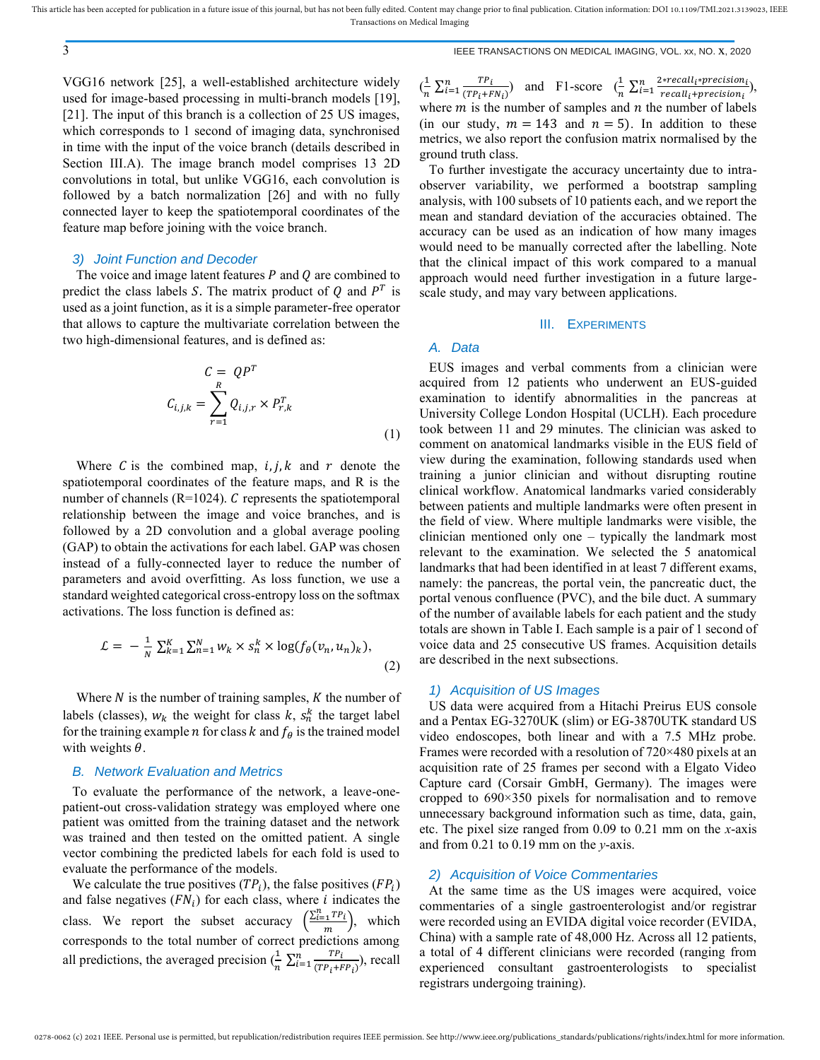VGG16 network [25], a well-established architecture widely used for image-based processing in multi-branch models [19], [21]. The input of this branch is a collection of 25 US images, which corresponds to 1 second of imaging data, synchronised in time with the input of the voice branch (details described in Section III.A). The image branch model comprises 13 2D convolutions in total, but unlike VGG16, each convolution is followed by a batch normalization [26] and with no fully connected layer to keep the spatiotemporal coordinates of the feature map before joining with the voice branch.

### 3) Joint Function and Decoder

The voice and image latent features $P$ and $Q$ are combined to predict the class labels $S$. The matrix product of $Q$ and $P^T$ is used as a joint function, as it is a simple parameter-free operator that allows to capture the multivariate correlation between the two high-dimensional features, and is defined as:

$$C = QP^T$$
$$C_{i,j,k} = \sum_{r=1}^{R} Q_{i,j,r} \times P^T_{r,k} \tag{1}$$

Where $C$ is the combined map, $i, j, k$ and $r$ denote the spatiotemporal coordinates of the feature maps, and R is the number of channels (R=1024). $C$ represents the spatiotemporal relationship between the image and voice branches, and is followed by a 2D convolution and a global average pooling (GAP) to obtain the activations for each label. GAP was chosen instead of a fully-connected layer to reduce the number of parameters and avoid overfitting. As loss function, we use a standard weighted categorical cross-entropy loss on the softmax activations. The loss function is defined as:

$$\mathcal{L} = -\frac{1}{N}\sum_{k=1}^{K}\sum_{n=1}^{N} w_k \times s_n^k \times \log(f_\theta(v_n, u_n)_k), \tag{2}$$

Where $N$ is the number of training samples, $K$ the number of labels (classes), $w_k$ the weight for class $k$, $s_n^k$ the target label for the training example $n$ for class $k$ and $f_\theta$ is the trained model with weights $\theta$.

## B. Network Evaluation and Metrics

To evaluate the performance of the network, a leave-one-patient-out cross-validation strategy was employed where one patient was omitted from the training dataset and the network was trained and then tested on the omitted patient. A single vector combining the predicted labels for each fold is used to evaluate the performance of the models.

We calculate the true positives ($TP_i$), the false positives ($FP_i$) and false negatives ($FN_i$) for each class, where $i$ indicates the class. We report the subset accuracy $\left(\frac{\sum_{i=1}^{n} TP_i}{m}\right)$, which corresponds to the total number of correct predictions among all predictions, the averaged precision ($\frac{1}{n}\sum_{i=1}^{n}\frac{TP_i}{(TP_i+FP_i)}$), recall ($\frac{1}{n}\sum_{i=1}^{n}\frac{TP_i}{(TP_i+FN_i)}$) and F1-score ($\frac{1}{n}\sum_{i=1}^{n}\frac{2*recall_i*precision_i}{recall_i+precision_i}$), where $m$ is the number of samples and $n$ the number of labels (in our study, $m = 143$ and $n = 5$). In addition to these metrics, we also report the confusion matrix normalised by the ground truth class.

To further investigate the accuracy uncertainty due to intra-observer variability, we performed a bootstrap sampling analysis, with 100 subsets of 10 patients each, and we report the mean and standard deviation of the accuracies obtained. The accuracy can be used as an indication of how many images would need to be manually corrected after the labelling. Note that the clinical impact of this work compared to a manual approach would need further investigation in a future large-scale study, and may vary between applications.

# III. Experiments

## A. Data

EUS images and verbal comments from a clinician were acquired from 12 patients who underwent an EUS-guided examination to identify abnormalities in the pancreas at University College London Hospital (UCLH). Each procedure took between 11 and 29 minutes. The clinician was asked to comment on anatomical landmarks visible in the EUS field of view during the examination, following standards used when training a junior clinician and without disrupting routine clinical workflow. Anatomical landmarks varied considerably between patients and multiple landmarks were often present in the field of view. Where multiple landmarks were visible, the clinician mentioned only one – typically the landmark most relevant to the examination. We selected the 5 anatomical landmarks that had been identified in at least 7 different exams, namely: the pancreas, the portal vein, the pancreatic duct, the portal venous confluence (PVC), and the bile duct. A summary of the number of available labels for each patient and the study totals are shown in Table I. Each sample is a pair of 1 second of voice data and 25 consecutive US frames. Acquisition details are described in the next subsections.

### 1) Acquisition of US Images

US data were acquired from a Hitachi Preirus EUS console and a Pentax EG-3270UK (slim) or EG-3870UTK standard US video endoscopes, both linear and with a 7.5 MHz probe. Frames were recorded with a resolution of 720×480 pixels at an acquisition rate of 25 frames per second with a Elgato Video Capture card (Corsair GmbH, Germany). The images were cropped to 690×350 pixels for normalisation and to remove unnecessary background information such as time, data, gain, etc. The pixel size ranged from 0.09 to 0.21 mm on the *x*-axis and from 0.21 to 0.19 mm on the *y*-axis.

### 2) Acquisition of Voice Commentaries

At the same time as the US images were acquired, voice commentaries of a single gastroenterologist and/or registrar were recorded using an EVIDA digital voice recorder (EVIDA, China) with a sample rate of 48,000 Hz. Across all 12 patients, a total of 4 different clinicians were recorded (ranging from experienced consultant gastroenterologists to specialist registrars undergoing training).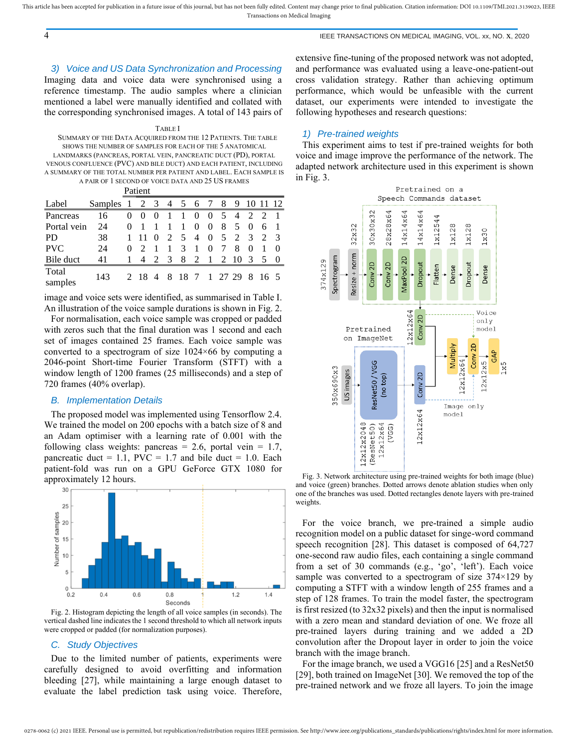### 3) Voice and US Data Synchronization and Processing

Imaging data and voice data were synchronised using a reference timestamp. The audio samples where a clinician mentioned a label were manually identified and collated with the corresponding synchronised images. A total of 143 pairs of image and voice sets were identified, as summarised in Table I. An illustration of the voice sample durations is shown in Fig. 2.

TABLE I
SUMMARY OF THE DATA ACQUIRED FROM THE 12 PATIENTS. THE TABLE SHOWS THE NUMBER OF SAMPLES FOR EACH OF THE 5 ANATOMICAL LANDMARKS (PANCREAS, PORTAL VEIN, PANCREATIC DUCT (PD), PORTAL VENOUS CONFLUENCE (PVC) AND BILE DUCT) AND EACH PATIENT, INCLUDING A SUMMARY OF THE TOTAL NUMBER PER PATIENT AND LABEL. EACH SAMPLE IS A PAIR OF 1 SECOND OF VOICE DATA AND 25 US FRAMES

| | | Patient | | | | | | | | | | | |
|---|---|---|---|---|---|---|---|---|---|---|---|---|---|
| Label | Samples | 1 | 2 | 3 | 4 | 5 | 6 | 7 | 8 | 9 | 10 | 11 | 12 |
| Pancreas | 16 | 0 | 0 | 0 | 1 | 1 | 0 | 0 | 5 | 4 | 2 | 2 | 1 |
| Portal vein | 24 | 0 | 1 | 1 | 1 | 1 | 0 | 0 | 8 | 5 | 0 | 6 | 1 |
| PD | 38 | 1 | 11 | 0 | 2 | 5 | 4 | 0 | 5 | 2 | 3 | 2 | 3 |
| PVC | 24 | 0 | 2 | 1 | 1 | 3 | 1 | 0 | 7 | 8 | 0 | 1 | 0 |
| Bile duct | 41 | 1 | 4 | 2 | 3 | 8 | 2 | 1 | 2 | 10 | 3 | 5 | 0 |
| Total samples | 143 | 2 | 18 | 4 | 8 | 18 | 7 | 1 | 27 | 29 | 8 | 16 | 5 |

For normalisation, each voice sample was cropped or padded with zeros such that the final duration was 1 second and each set of images contained 25 frames. Each voice sample was converted to a spectrogram of size 1024×66 by computing a 2046-point Short-time Fourier Transform (STFT) with a window length of 1200 frames (25 milliseconds) and a step of 720 frames (40% overlap).

## B. Implementation Details

The proposed model was implemented using Tensorflow 2.4. We trained the model on 200 epochs with a batch size of 8 and an Adam optimiser with a learning rate of 0.001 with the following class weights: pancreas = 2.6, portal vein = 1.7, pancreatic duct = 1.1, PVC = 1.7 and bile duct = 1.0. Each patient-fold was run on a GPU GeForce GTX 1080 for approximately 12 hours.

Fig. 2. Histogram depicting the length of all voice samples (in seconds). The vertical dashed line indicates the 1 second threshold to which all network inputs were cropped or padded (for normalization purposes).

## C. Study Objectives

Due to the limited number of patients, experiments were carefully designed to avoid overfitting and information bleeding [27], while maintaining a large enough dataset to evaluate the label prediction task using voice. Therefore, extensive fine-tuning of the proposed network was not adopted, and performance was evaluated using a leave-one-patient-out cross validation strategy. Rather than achieving optimum performance, which would be unfeasible with the current dataset, our experiments were intended to investigate the following hypotheses and research questions:

### 1) Pre-trained weights

This experiment aims to test if pre-trained weights for both voice and image improve the performance of the network. The adapted network architecture used in this experiment is shown in Fig. 3.

Fig. 3. Network architecture using pre-trained weights for both image (blue) and voice (green) branches. Dotted arrows denote ablation studies when only one of the branches was used. Dotted rectangles denote layers with pre-trained weights.

For the voice branch, we pre-trained a simple audio recognition model on a public dataset for singe-word command speech recognition [28]. This dataset is composed of 64,727 one-second raw audio files, each containing a single command from a set of 30 commands (e.g., 'go', 'left'). Each voice sample was converted to a spectrogram of size 374×129 by computing a STFT with a window length of 255 frames and a step of 128 frames. To train the model faster, the spectrogram is first resized (to 32x32 pixels) and then the input is normalised with a zero mean and standard deviation of one. We froze all pre-trained layers during training and we added a 2D convolution after the Dropout layer in order to join the voice branch with the image branch.

For the image branch, we used a VGG16 [25] and a ResNet50 [29], both trained on ImageNet [30]. We removed the top of the pre-trained network and we froze all layers. To join the image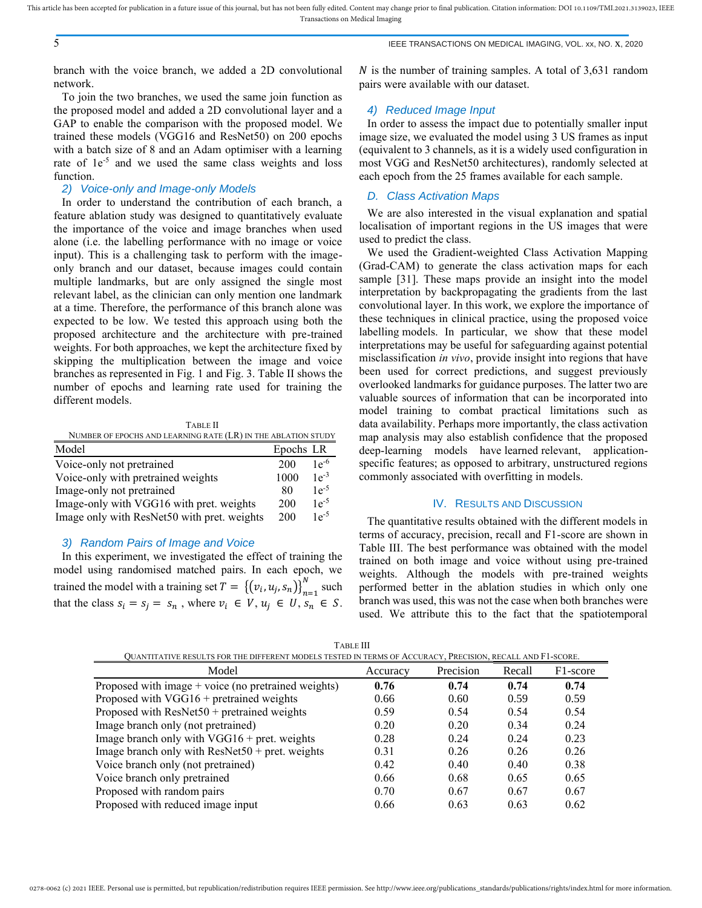branch with the voice branch, we added a 2D convolutional network.

To join the two branches, we used the same join function as the proposed model and added a 2D convolutional layer and a GAP to enable the comparison with the proposed model. We trained these models (VGG16 and ResNet50) on 200 epochs with a batch size of 8 and an Adam optimiser with a learning rate of $1e^{-5}$ and we used the same class weights and loss function.

### 2) Voice-only and Image-only Models

In order to understand the contribution of each branch, a feature ablation study was designed to quantitatively evaluate the importance of the voice and image branches when used alone (i.e. the labelling performance with no image or voice input). This is a challenging task to perform with the image-only branch and our dataset, because images could contain multiple landmarks, but are only assigned the single most relevant label, as the clinician can only mention one landmark at a time. Therefore, the performance of this branch alone was expected to be low. We tested this approach using both the proposed architecture and the architecture with pre-trained weights. For both approaches, we kept the architecture fixed by skipping the multiplication between the image and voice branches as represented in Fig. 1 and Fig. 3. Table II shows the number of epochs and learning rate used for training the different models.

TABLE II
NUMBER OF EPOCHS AND LEARNING RATE (LR) IN THE ABLATION STUDY

| Model | Epochs | LR |
|---|---|---|
| Voice-only not pretrained | 200 | $1e^{-6}$ |
| Voice-only with pretrained weights | 1000 | $1e^{-3}$ |
| Image-only not pretrained | 80 | $1e^{-5}$ |
| Image-only with VGG16 with pret. weights | 200 | $1e^{-5}$ |
| Image only with ResNet50 with pret. weights | 200 | $1e^{-5}$ |

### 3) Random Pairs of Image and Voice

In this experiment, we investigated the effect of training the model using randomised matched pairs. In each epoch, we trained the model with a training set $T = \{(v_i, u_j, s_n)\}_{n=1}^{N}$ such that the class $s_i = s_j = s_n$, where $v_i \in V, u_j \in U, s_n \in S$. $N$ is the number of training samples. A total of 3,631 random pairs were available with our dataset.

### 4) Reduced Image Input

In order to assess the impact due to potentially smaller input image size, we evaluated the model using 3 US frames as input (equivalent to 3 channels, as it is a widely used configuration in most VGG and ResNet50 architectures), randomly selected at each epoch from the 25 frames available for each sample.

## D. Class Activation Maps

We are also interested in the visual explanation and spatial localisation of important regions in the US images that were used to predict the class.

We used the Gradient-weighted Class Activation Mapping (Grad-CAM) to generate the class activation maps for each sample [31]. These maps provide an insight into the model interpretation by backpropagating the gradients from the last convolutional layer. In this work, we explore the importance of these techniques in clinical practice, using the proposed voice labelling models. In particular, we show that these model interpretations may be useful for safeguarding against potential misclassification *in vivo*, provide insight into regions that have been used for correct predictions, and suggest previously overlooked landmarks for guidance purposes. The latter two are valuable sources of information that can be incorporated into model training to combat practical limitations such as data availability. Perhaps more importantly, the class activation map analysis may also establish confidence that the proposed deep-learning models have learned relevant, application-specific features; as opposed to arbitrary, unstructured regions commonly associated with overfitting in models.

# IV. Results and Discussion

The quantitative results obtained with the different models in terms of accuracy, precision, recall and F1-score are shown in Table III. The best performance was obtained with the model trained on both image and voice without using pre-trained weights. Although the models with pre-trained weights performed better in the ablation studies in which only one branch was used, this was not the case when both branches were used. We attribute this to the fact that the spatiotemporal

TABLE III
QUANTITATIVE RESULTS FOR THE DIFFERENT MODELS TESTED IN TERMS OF ACCURACY, PRECISION, RECALL AND F1-SCORE.

| Model | Accuracy | Precision | Recall | F1-score |
|---|---|---|---|---|
| Proposed with image + voice (no pretrained weights) | **0.76** | **0.74** | **0.74** | **0.74** |
| Proposed with VGG16 + pretrained weights | 0.66 | 0.60 | 0.59 | 0.59 |
| Proposed with ResNet50 + pretrained weights | 0.59 | 0.54 | 0.54 | 0.54 |
| Image branch only (not pretrained) | 0.20 | 0.20 | 0.34 | 0.24 |
| Image branch only with VGG16 + pret. weights | 0.28 | 0.24 | 0.24 | 0.23 |
| Image branch only with ResNet50 + pret. weights | 0.31 | 0.26 | 0.26 | 0.26 |
| Voice branch only (not pretrained) | 0.42 | 0.40 | 0.40 | 0.38 |
| Voice branch only pretrained | 0.66 | 0.68 | 0.65 | 0.65 |
| Proposed with random pairs | 0.70 | 0.67 | 0.67 | 0.67 |
| Proposed with reduced image input | 0.66 | 0.63 | 0.63 | 0.62 |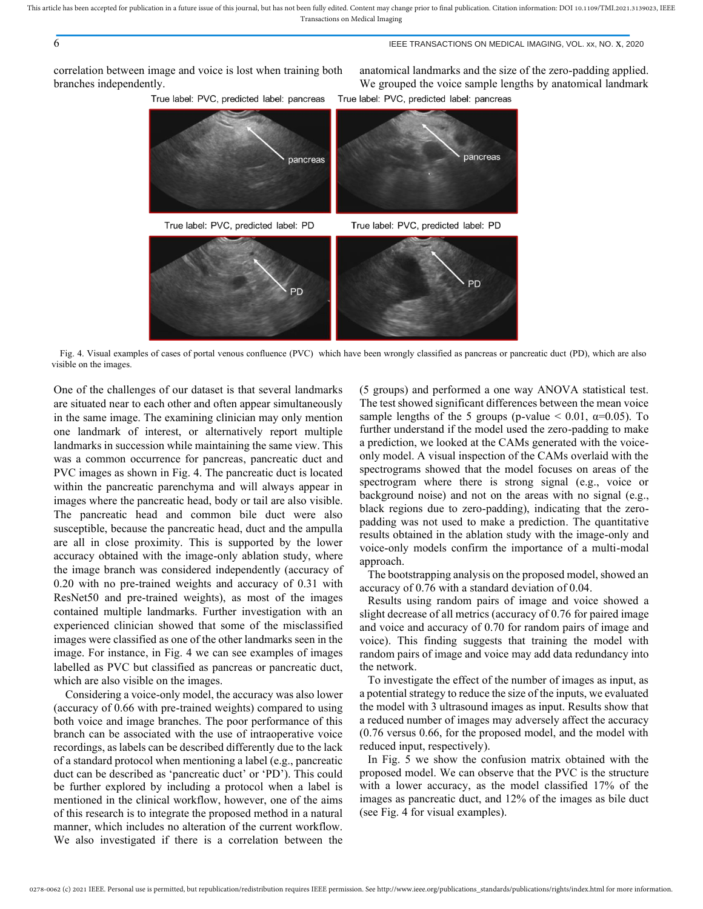correlation between image and voice is lost when training both branches independently.

True label: PVC, predicted label: pancreas  True label: PVC, predicted label: pancreas

True label: PVC, predicted label: PD  True label: PVC, predicted label: PD

Fig. 4. Visual examples of cases of portal venous confluence (PVC) which have been wrongly classified as pancreas or pancreatic duct (PD), which are also visible on the images.

One of the challenges of our dataset is that several landmarks are situated near to each other and often appear simultaneously in the same image. The examining clinician may only mention one landmark of interest, or alternatively report multiple landmarks in succession while maintaining the same view. This was a common occurrence for pancreas, pancreatic duct and PVC images as shown in Fig. 4. The pancreatic duct is located within the pancreatic parenchyma and will always appear in images where the pancreatic head, body or tail are also visible. The pancreatic head and common bile duct were also susceptible, because the pancreatic head, duct and the ampulla are all in close proximity. This is supported by the lower accuracy obtained with the image-only ablation study, where the image branch was considered independently (accuracy of 0.20 with no pre-trained weights and accuracy of 0.31 with ResNet50 and pre-trained weights), as most of the images contained multiple landmarks. Further investigation with an experienced clinician showed that some of the misclassified images were classified as one of the other landmarks seen in the image. For instance, in Fig. 4 we can see examples of images labelled as PVC but classified as pancreas or pancreatic duct, which are also visible on the images.

Considering a voice-only model, the accuracy was also lower (accuracy of 0.66 with pre-trained weights) compared to using both voice and image branches. The poor performance of this branch can be associated with the use of intraoperative voice recordings, as labels can be described differently due to the lack of a standard protocol when mentioning a label (e.g., pancreatic duct can be described as 'pancreatic duct' or 'PD'). This could be further explored by including a protocol when a label is mentioned in the clinical workflow, however, one of the aims of this research is to integrate the proposed method in a natural manner, which includes no alteration of the current workflow. We also investigated if there is a correlation between the anatomical landmarks and the size of the zero-padding applied. We grouped the voice sample lengths by anatomical landmark (5 groups) and performed a one way ANOVA statistical test. The test showed significant differences between the mean voice sample lengths of the 5 groups (p-value $< 0.01$, $\alpha$=0.05). To further understand if the model used the zero-padding to make a prediction, we looked at the CAMs generated with the voice-only model. A visual inspection of the CAMs overlaid with the spectrograms showed that the model focuses on areas of the spectrogram where there is strong signal (e.g., voice or background noise) and not on the areas with no signal (e.g., black regions due to zero-padding), indicating that the zero-padding was not used to make a prediction. The quantitative results obtained in the ablation study with the image-only and voice-only models confirm the importance of a multi-modal approach.

The bootstrapping analysis on the proposed model, showed an accuracy of 0.76 with a standard deviation of 0.04.

Results using random pairs of image and voice showed a slight decrease of all metrics (accuracy of 0.76 for paired image and voice and accuracy of 0.70 for random pairs of image and voice). This finding suggests that training the model with random pairs of image and voice may add data redundancy into the network.

To investigate the effect of the number of images as input, as a potential strategy to reduce the size of the inputs, we evaluated the model with 3 ultrasound images as input. Results show that a reduced number of images may adversely affect the accuracy (0.76 versus 0.66, for the proposed model, and the model with reduced input, respectively).

In Fig. 5 we show the confusion matrix obtained with the proposed model. We can observe that the PVC is the structure with a lower accuracy, as the model classified 17% of the images as pancreatic duct, and 12% of the images as bile duct (see Fig. 4 for visual examples).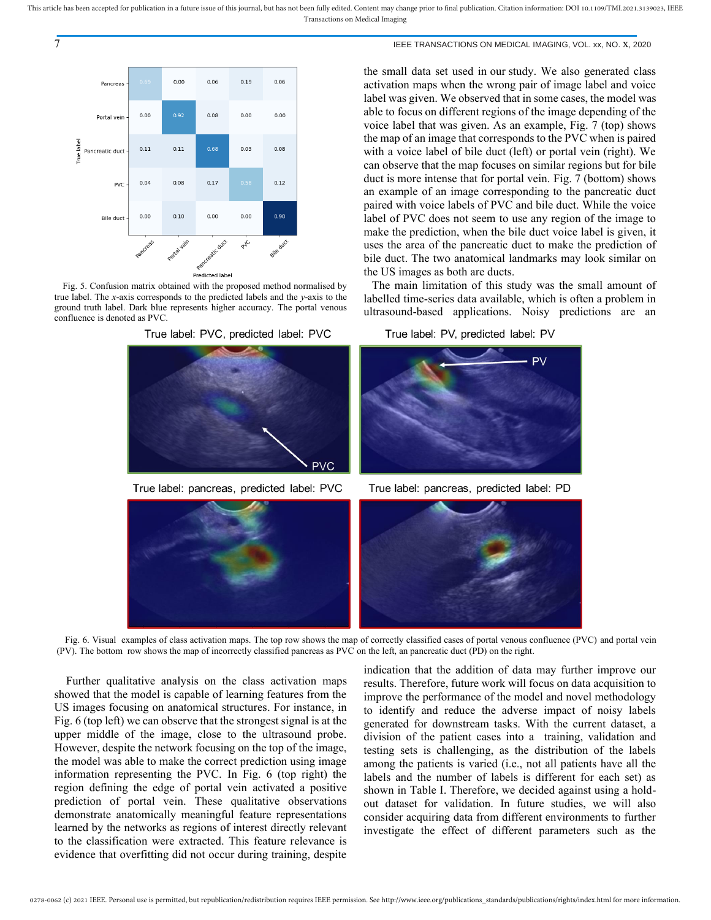Fig. 5. Confusion matrix obtained with the proposed method normalised by true label. The *x*-axis corresponds to the predicted labels and the *y*-axis to the ground truth label. Dark blue represents higher accuracy. The portal venous confluence is denoted as PVC.

the small data set used in our study. We also generated class activation maps when the wrong pair of image label and voice label was given. We observed that in some cases, the model was able to focus on different regions of the image depending of the voice label that was given. As an example, Fig. 7 (top) shows the map of an image that corresponds to the PVC when is paired with a voice label of bile duct (left) or portal vein (right). We can observe that the map focuses on similar regions but for bile duct is more intense that for portal vein. Fig. 7 (bottom) shows an example of an image corresponding to the pancreatic duct paired with voice labels of PVC and bile duct. While the voice label of PVC does not seem to use any region of the image to make the prediction, when the bile duct voice label is given, it uses the area of the pancreatic duct to make the prediction of bile duct. The two anatomical landmarks may look similar on the US images as both are ducts.

The main limitation of this study was the small amount of labelled time-series data available, which is often a problem in ultrasound-based applications. Noisy predictions are an indication that the addition of data may further improve our results. Therefore, future work will focus on data acquisition to improve the performance of the model and novel methodology to identify and reduce the adverse impact of noisy labels generated for downstream tasks. With the current dataset, a division of the patient cases into a training, validation and testing sets is challenging, as the distribution of the labels among the patients is varied (i.e., not all patients have all the labels and the number of labels is different for each set) as shown in Table I. Therefore, we decided against using a hold-out dataset for validation. In future studies, we will also consider acquiring data from different environments to further investigate the effect of different parameters such as the

Fig. 6. Visual examples of class activation maps. The top row shows the map of correctly classified cases of portal venous confluence (PVC) and portal vein (PV). The bottom row shows the map of incorrectly classified pancreas as PVC on the left, an pancreatic duct (PD) on the right.

Further qualitative analysis on the class activation maps showed that the model is capable of learning features from the US images focusing on anatomical structures. For instance, in Fig. 6 (top left) we can observe that the strongest signal is at the upper middle of the image, close to the ultrasound probe. However, despite the network focusing on the top of the image, the model was able to make the correct prediction using image information representing the PVC. In Fig. 6 (top right) the region defining the edge of portal vein activated a positive prediction of portal vein. These qualitative observations demonstrate anatomically meaningful feature representations learned by the networks as regions of interest directly relevant to the classification were extracted. This feature relevance is evidence that overfitting did not occur during training, despite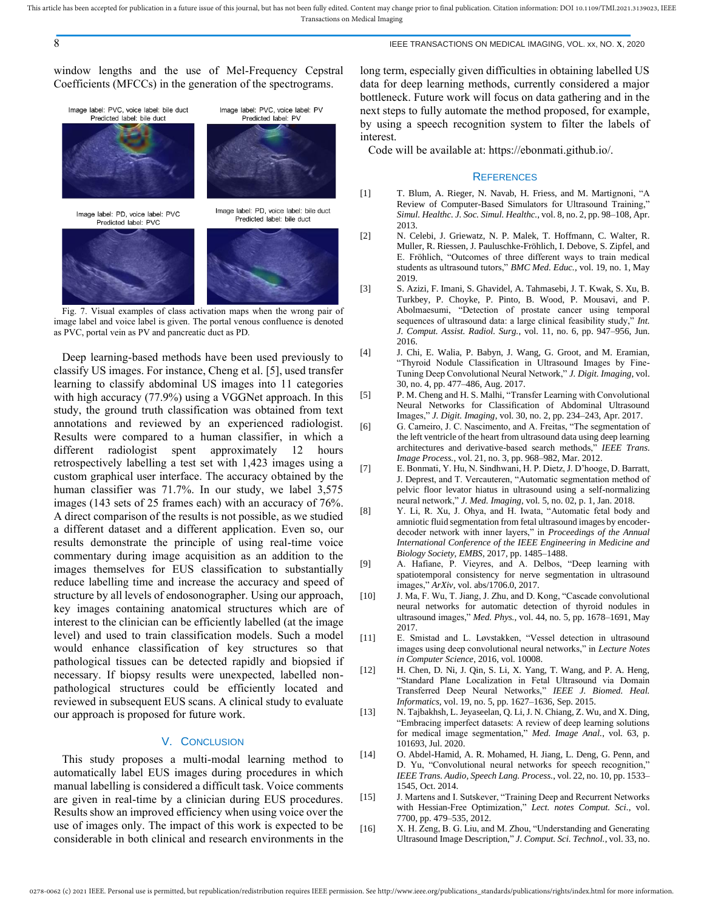window lengths and the use of Mel-Frequency Cepstral Coefficients (MFCCs) in the generation of the spectrograms.

Image label: PVC, voice label: bile duct
Predicted label: bile duct

Image label: PVC, voice label: PV
Predicted label: PV

Image label: PD, voice label: PVC
Predicted label: PVC

Image label: PD, voice label: bile duct
Predicted label: bile duct

Fig. 7. Visual examples of class activation maps when the wrong pair of image label and voice label is given. The portal venous confluence is denoted as PVC, portal vein as PV and pancreatic duct as PD.

Deep learning-based methods have been used previously to classify US images. For instance, Cheng et al. [5], used transfer learning to classify abdominal US images into 11 categories with high accuracy (77.9%) using a VGGNet approach. In this study, the ground truth classification was obtained from text annotations and reviewed by an experienced radiologist. Results were compared to a human classifier, in which a different radiologist spent approximately 12 hours retrospectively labelling a test set with 1,423 images using a custom graphical user interface. The accuracy obtained by the human classifier was 71.7%. In our study, we label 3,575 images (143 sets of 25 frames each) with an accuracy of 76%. A direct comparison of the results is not possible, as we studied a different dataset and a different application. Even so, our results demonstrate the principle of using real-time voice commentary during image acquisition as an addition to the images themselves for EUS classification to substantially reduce labelling time and increase the accuracy and speed of structure by all levels of endosonographer. Using our approach, key images containing anatomical structures which are of interest to the clinician can be efficiently labelled (at the image level) and used to train classification models. Such a model would enhance classification of key structures so that pathological tissues can be detected rapidly and biopsied if necessary. If biopsy results were unexpected, labelled non-pathological structures could be efficiently located and reviewed in subsequent EUS scans. A clinical study to evaluate our approach is proposed for future work.

## V. Conclusion

This study proposes a multi-modal learning method to automatically label EUS images during procedures in which manual labelling is considered a difficult task. Voice comments are given in real-time by a clinician during EUS procedures. Results show an improved efficiency when using voice over the use of images only. The impact of this work is expected to be considerable in both clinical and research environments in the long term, especially given difficulties in obtaining labelled US data for deep learning methods, currently considered a major bottleneck. Future work will focus on data gathering and in the next steps to fully automate the method proposed, for example, by using a speech recognition system to filter the labels of interest.

Code will be available at: https://ebonmati.github.io/.

## References

[1] T. Blum, A. Rieger, N. Navab, H. Friess, and M. Martignoni, "A Review of Computer-Based Simulators for Ultrasound Training," *Simul. Healthc. J. Soc. Simul. Healthc.*, vol. 8, no. 2, pp. 98–108, Apr. 2013.

[2] N. Celebi, J. Griewatz, N. P. Malek, T. Hoffmann, C. Walter, R. Muller, R. Riessen, J. Pauluschke-Fröhlich, I. Debove, S. Zipfel, and E. Fröhlich, "Outcomes of three different ways to train medical students as ultrasound tutors," *BMC Med. Educ.*, vol. 19, no. 1, May 2019.

[3] S. Azizi, F. Imani, S. Ghavidel, A. Tahmasebi, J. T. Kwak, S. Xu, B. Turkbey, P. Choyke, P. Pinto, B. Wood, P. Mousavi, and P. Abolmaesumi, "Detection of prostate cancer using temporal sequences of ultrasound data: a large clinical feasibility study," *Int. J. Comput. Assist. Radiol. Surg.*, vol. 11, no. 6, pp. 947–956, Jun. 2016.

[4] J. Chi, E. Walia, P. Babyn, J. Wang, G. Groot, and M. Eramian, "Thyroid Nodule Classification in Ultrasound Images by Fine-Tuning Deep Convolutional Neural Network," *J. Digit. Imaging*, vol. 30, no. 4, pp. 477–486, Aug. 2017.

[5] P. M. Cheng and H. S. Malhi, "Transfer Learning with Convolutional Neural Networks for Classification of Abdominal Ultrasound Images," *J. Digit. Imaging*, vol. 30, no. 2, pp. 234–243, Apr. 2017.

[6] G. Carneiro, J. C. Nascimento, and A. Freitas, "The segmentation of the left ventricle of the heart from ultrasound data using deep learning architectures and derivative-based search methods," *IEEE Trans. Image Process.*, vol. 21, no. 3, pp. 968–982, Mar. 2012.

[7] E. Bonmati, Y. Hu, N. Sindhwani, H. P. Dietz, J. D'hooge, D. Barratt, J. Deprest, and T. Vercauteren, "Automatic segmentation method of pelvic floor levator hiatus in ultrasound using a self-normalizing neural network," *J. Med. Imaging*, vol. 5, no. 02, p. 1, Jan. 2018.

[8] Y. Li, R. Xu, J. Ohya, and H. Iwata, "Automatic fetal body and amniotic fluid segmentation from fetal ultrasound images by encoder-decoder network with inner layers," in *Proceedings of the Annual International Conference of the IEEE Engineering in Medicine and Biology Society, EMBS*, 2017, pp. 1485–1488.

[9] A. Hafiane, P. Vieyres, and A. Delbos, "Deep learning with spatiotemporal consistency for nerve segmentation in ultrasound images," *ArXiv*, vol. abs/1706.0, 2017.

[10] J. Ma, F. Wu, T. Jiang, J. Zhu, and D. Kong, "Cascade convolutional neural networks for automatic detection of thyroid nodules in ultrasound images," *Med. Phys.*, vol. 44, no. 5, pp. 1678–1691, May 2017.

[11] E. Smistad and L. Løvstakken, "Vessel detection in ultrasound images using deep convolutional neural networks," in *Lecture Notes in Computer Science*, 2016, vol. 10008.

[12] H. Chen, D. Ni, J. Qin, S. Li, X. Yang, T. Wang, and P. A. Heng, "Standard Plane Localization in Fetal Ultrasound via Domain Transferred Deep Neural Networks," *IEEE J. Biomed. Heal. Informatics*, vol. 19, no. 5, pp. 1627–1636, Sep. 2015.

[13] N. Tajbakhsh, L. Jeyaseelan, Q. Li, J. N. Chiang, Z. Wu, and X. Ding, "Embracing imperfect datasets: A review of deep learning solutions for medical image segmentation," *Med. Image Anal.*, vol. 63, p. 101693, Jul. 2020.

[14] O. Abdel-Hamid, A. R. Mohamed, H. Jiang, L. Deng, G. Penn, and D. Yu, "Convolutional neural networks for speech recognition," *IEEE Trans. Audio, Speech Lang. Process.*, vol. 22, no. 10, pp. 1533–1545, Oct. 2014.

[15] J. Martens and I. Sutskever, "Training Deep and Recurrent Networks with Hessian-Free Optimization," *Lect. notes Comput. Sci.*, vol. 7700, pp. 479–535, 2012.

[16] X. H. Zeng, B. G. Liu, and M. Zhou, "Understanding and Generating Ultrasound Image Description," *J. Comput. Sci. Technol.*, vol. 33, no.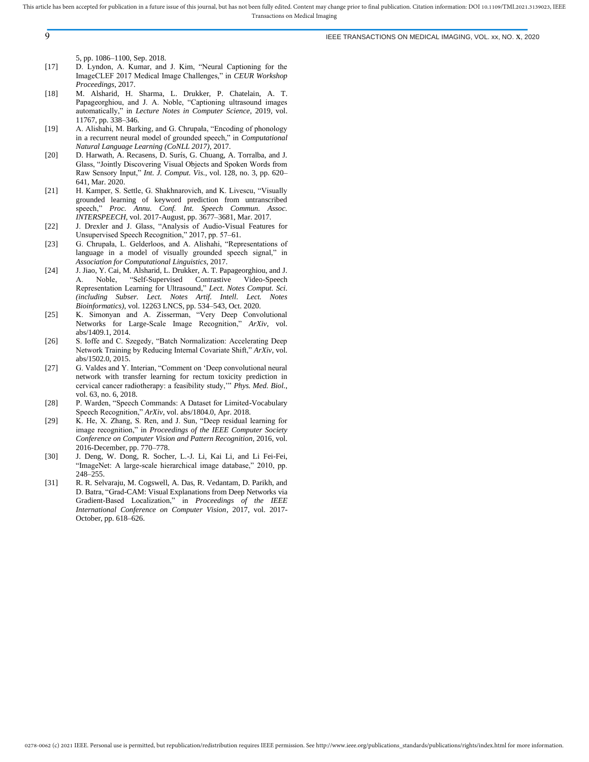5, pp. 1086–1100, Sep. 2018.

[17] D. Lyndon, A. Kumar, and J. Kim, "Neural Captioning for the ImageCLEF 2017 Medical Image Challenges," in *CEUR Workshop Proceedings*, 2017.

[18] M. Alsharid, H. Sharma, L. Drukker, P. Chatelain, A. T. Papageorghiou, and J. A. Noble, "Captioning ultrasound images automatically," in *Lecture Notes in Computer Science*, 2019, vol. 11767, pp. 338–346.

[19] A. Alishahi, M. Barking, and G. Chrupała, "Encoding of phonology in a recurrent neural model of grounded speech," in *Computational Natural Language Learning (CoNLL 2017)*, 2017.

[20] D. Harwath, A. Recasens, D. Surís, G. Chuang, A. Torralba, and J. Glass, "Jointly Discovering Visual Objects and Spoken Words from Raw Sensory Input," *Int. J. Comput. Vis.*, vol. 128, no. 3, pp. 620–641, Mar. 2020.

[21] H. Kamper, S. Settle, G. Shakhnarovich, and K. Livescu, "Visually grounded learning of keyword prediction from untranscribed speech," *Proc. Annu. Conf. Int. Speech Commun. Assoc. INTERSPEECH*, vol. 2017-August, pp. 3677–3681, Mar. 2017.

[22] J. Drexler and J. Glass, "Analysis of Audio-Visual Features for Unsupervised Speech Recognition," 2017, pp. 57–61.

[23] G. Chrupała, L. Gelderloos, and A. Alishahi, "Representations of language in a model of visually grounded speech signal," in *Association for Computational Linguistics*, 2017.

[24] J. Jiao, Y. Cai, M. Alsharid, L. Drukker, A. T. Papageorghiou, and J. A. Noble, "Self-Supervised Contrastive Video-Speech Representation Learning for Ultrasound," *Lect. Notes Comput. Sci. (including Subser. Lect. Notes Artif. Intell. Lect. Notes Bioinformatics)*, vol. 12263 LNCS, pp. 534–543, Oct. 2020.

[25] K. Simonyan and A. Zisserman, "Very Deep Convolutional Networks for Large-Scale Image Recognition," *ArXiv*, vol. abs/1409.1, 2014.

[26] S. Ioffe and C. Szegedy, "Batch Normalization: Accelerating Deep Network Training by Reducing Internal Covariate Shift," *ArXiv*, vol. abs/1502.0, 2015.

[27] G. Valdes and Y. Interian, "Comment on 'Deep convolutional neural network with transfer learning for rectum toxicity prediction in cervical cancer radiotherapy: a feasibility study,'" *Phys. Med. Biol.*, vol. 63, no. 6, 2018.

[28] P. Warden, "Speech Commands: A Dataset for Limited-Vocabulary Speech Recognition," *ArXiv*, vol. abs/1804.0, Apr. 2018.

[29] K. He, X. Zhang, S. Ren, and J. Sun, "Deep residual learning for image recognition," in *Proceedings of the IEEE Computer Society Conference on Computer Vision and Pattern Recognition*, 2016, vol. 2016-December, pp. 770–778.

[30] J. Deng, W. Dong, R. Socher, L.-J. Li, Kai Li, and Li Fei-Fei, "ImageNet: A large-scale hierarchical image database," 2010, pp. 248–255.

[31] R. R. Selvaraju, M. Cogswell, A. Das, R. Vedantam, D. Parikh, and D. Batra, "Grad-CAM: Visual Explanations from Deep Networks via Gradient-Based Localization," in *Proceedings of the IEEE International Conference on Computer Vision*, 2017, vol. 2017-October, pp. 618–626.